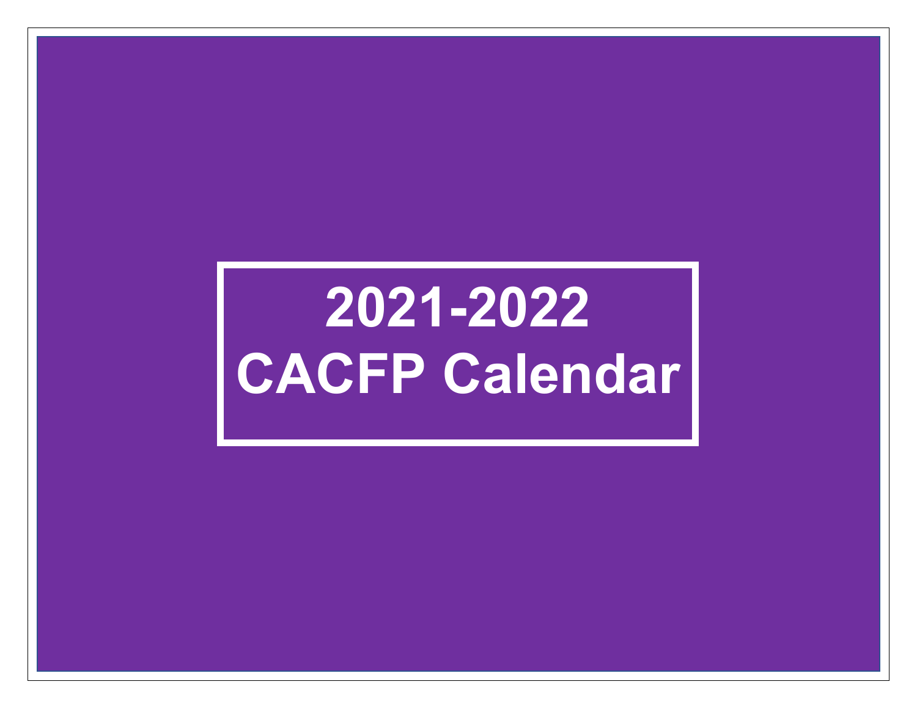# 2021-2022 CACFP Calendar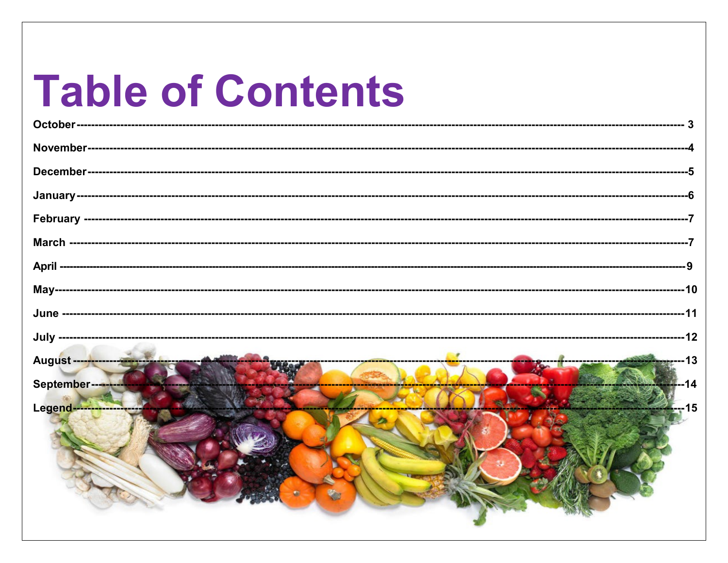# Table of Contents

October ---------- 3

November ---------- 4

December ---------- 5

January ---------- 6

February ---------- 7

March ---------- 7

April ---------- 9

May ---------- 10

June ---------- 11

July ---------- 12

August ---------- 13

September ---------- 14

Legend ---------- 15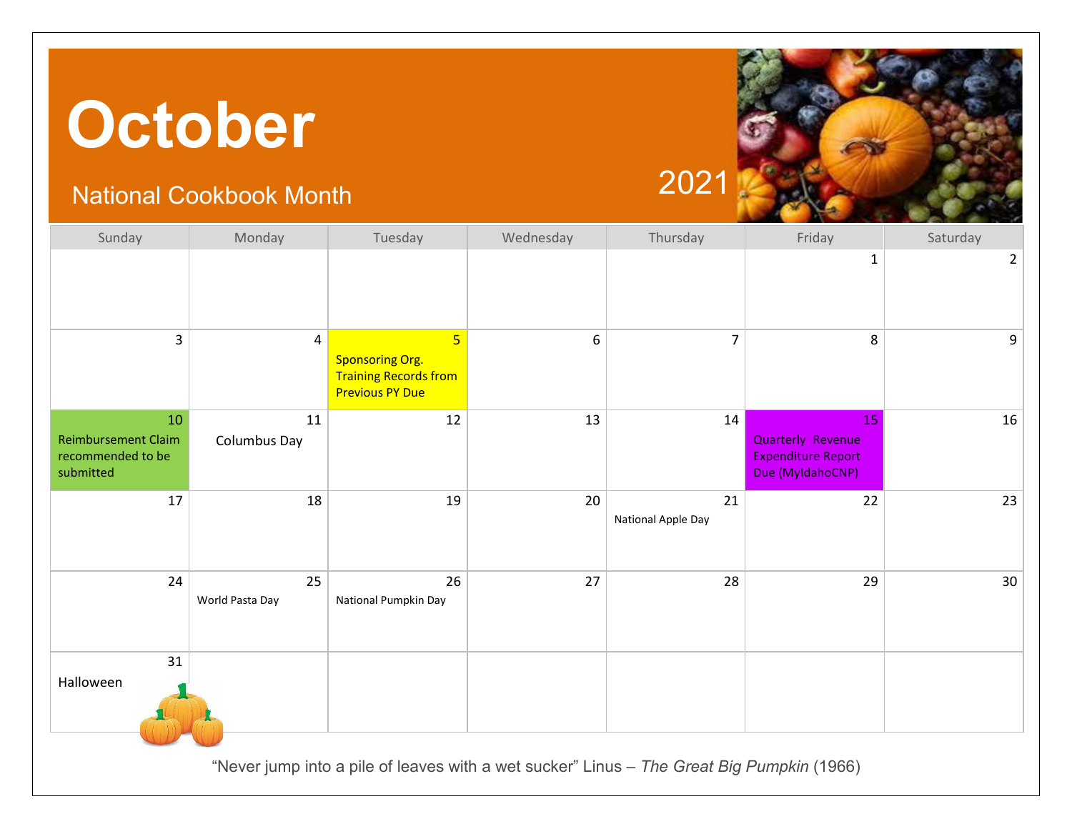# October

## National Cookbook Month

2021

| Sunday | Monday | Tuesday | Wednesday | Thursday | Friday | Saturday |
|---|---|---|---|---|---|---|
| | | | | | 1 | 2 |
| 3 | 4 | 5 Sponsoring Org. Training Records from Previous PY Due | 6 | 7 | 8 | 9 |
| 10 Reimbursement Claim recommended to be submitted | 11 Columbus Day | 12 | 13 | 14 | 15 Quarterly Revenue Expenditure Report Due (MyIdahoCNP) | 16 |
| 17 | 18 | 19 | 20 | 21 National Apple Day | 22 | 23 |
| 24 | 25 World Pasta Day | 26 National Pumpkin Day | 27 | 28 | 29 | 30 |
| 31 Halloween | | | | | | |

"Never jump into a pile of leaves with a wet sucker" Linus – *The Great Big Pumpkin* (1966)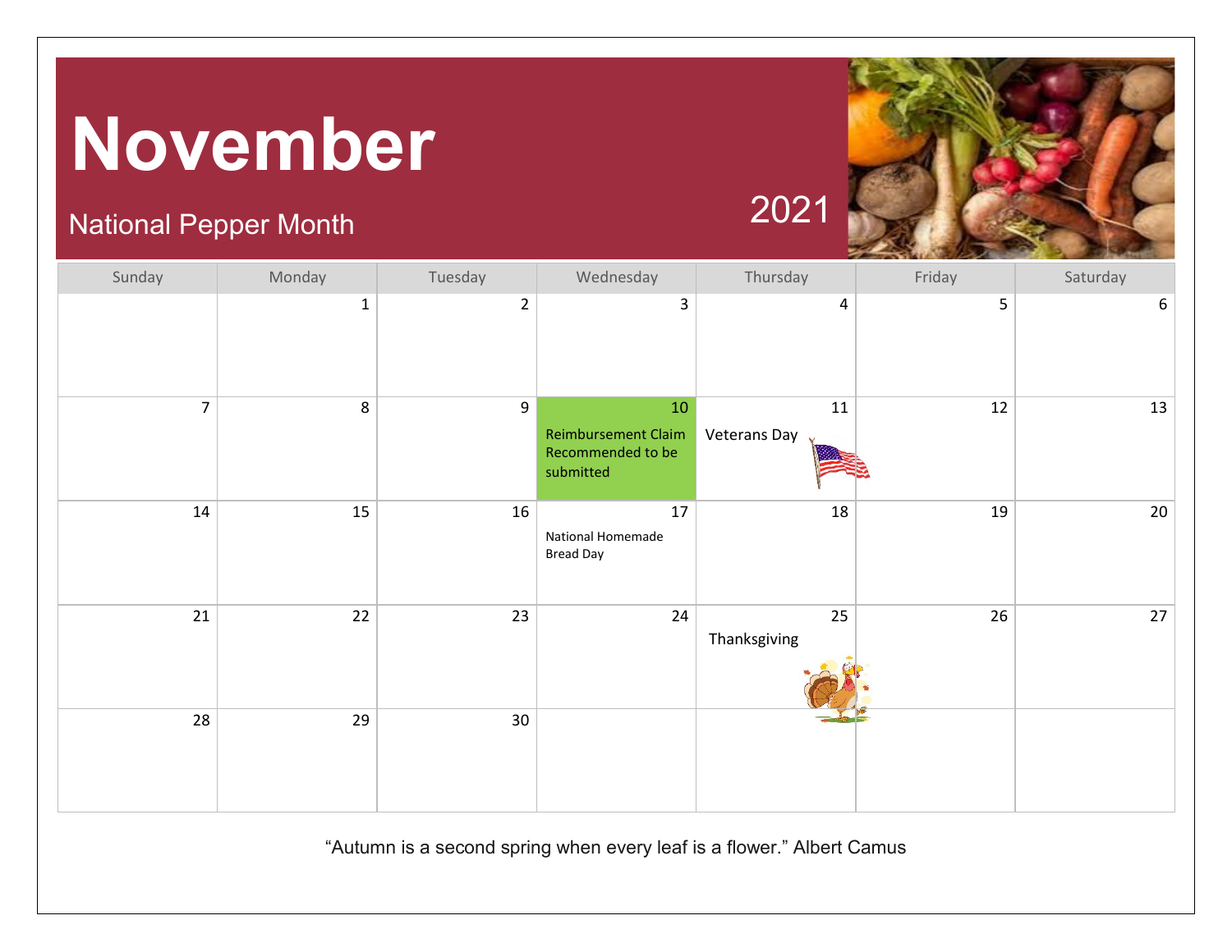# November

National Pepper Month

2021

| Sunday | Monday | Tuesday | Wednesday | Thursday | Friday | Saturday |
|---|---|---|---|---|---|---|
| | 1 | 2 | 3 | 4 | 5 | 6 |
| 7 | 8 | 9 | 10 Reimbursement Claim Recommended to be submitted | 11 Veterans Day | 12 | 13 |
| 14 | 15 | 16 | 17 National Homemade Bread Day | 18 | 19 | 20 |
| 21 | 22 | 23 | 24 | 25 Thanksgiving | 26 | 27 |
| 28 | 29 | 30 | | | | |

"Autumn is a second spring when every leaf is a flower." Albert Camus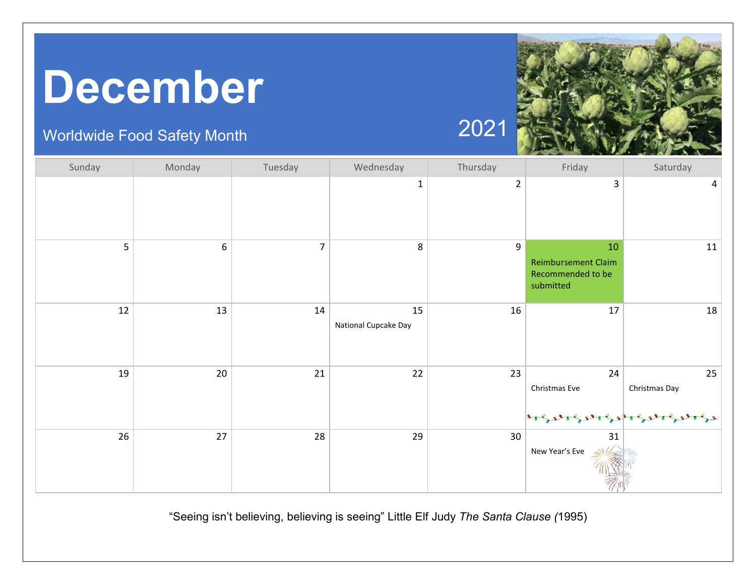# December

Worldwide Food Safety Month

2021

| Sunday | Monday | Tuesday | Wednesday | Thursday | Friday | Saturday |
|---|---|---|---|---|---|---|
| | | | 1 | 2 | 3 | 4 |
| 5 | 6 | 7 | 8 | 9 | 10 Reimbursement Claim Recommended to be submitted | 11 |
| 12 | 13 | 14 | 15 National Cupcake Day | 16 | 17 | 18 |
| 19 | 20 | 21 | 22 | 23 | 24 Christmas Eve | 25 Christmas Day |
| 26 | 27 | 28 | 29 | 30 | 31 New Year's Eve | |

"Seeing isn't believing, believing is seeing" Little Elf Judy *The Santa Clause (*1995)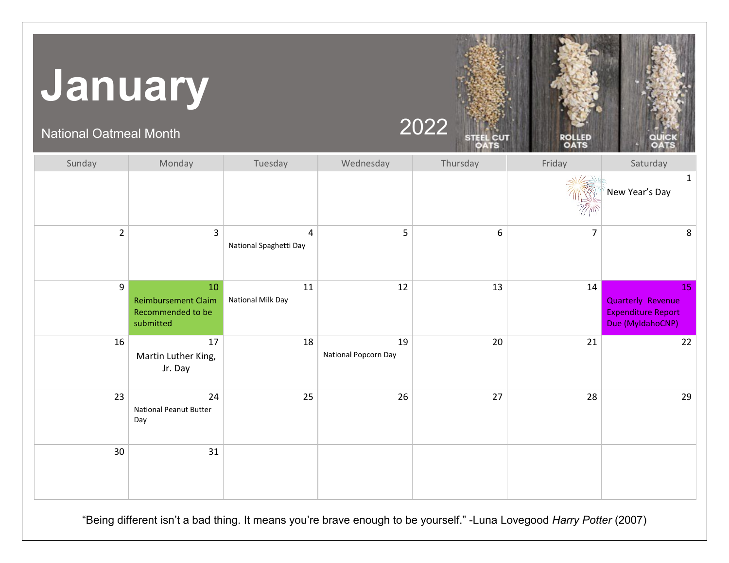# January

National Oatmeal Month

2022

STEEL CUT OATS | ROLLED OATS | QUICK OATS

| Sunday | Monday | Tuesday | Wednesday | Thursday | Friday | Saturday |
|---|---|---|---|---|---|---|
| | | | | | | 1 New Year's Day |
| 2 | 3 | 4 National Spaghetti Day | 5 | 6 | 7 | 8 |
| 9 | 10 Reimbursement Claim Recommended to be submitted | 11 National Milk Day | 12 | 13 | 14 | 15 Quarterly Revenue Expenditure Report Due (MyIdahoCNP) |
| 16 | 17 Martin Luther King, Jr. Day | 18 | 19 National Popcorn Day | 20 | 21 | 22 |
| 23 | 24 National Peanut Butter Day | 25 | 26 | 27 | 28 | 29 |
| 30 | 31 | | | | | |

"Being different isn't a bad thing. It means you're brave enough to be yourself." -Luna Lovegood *Harry Potter* (2007)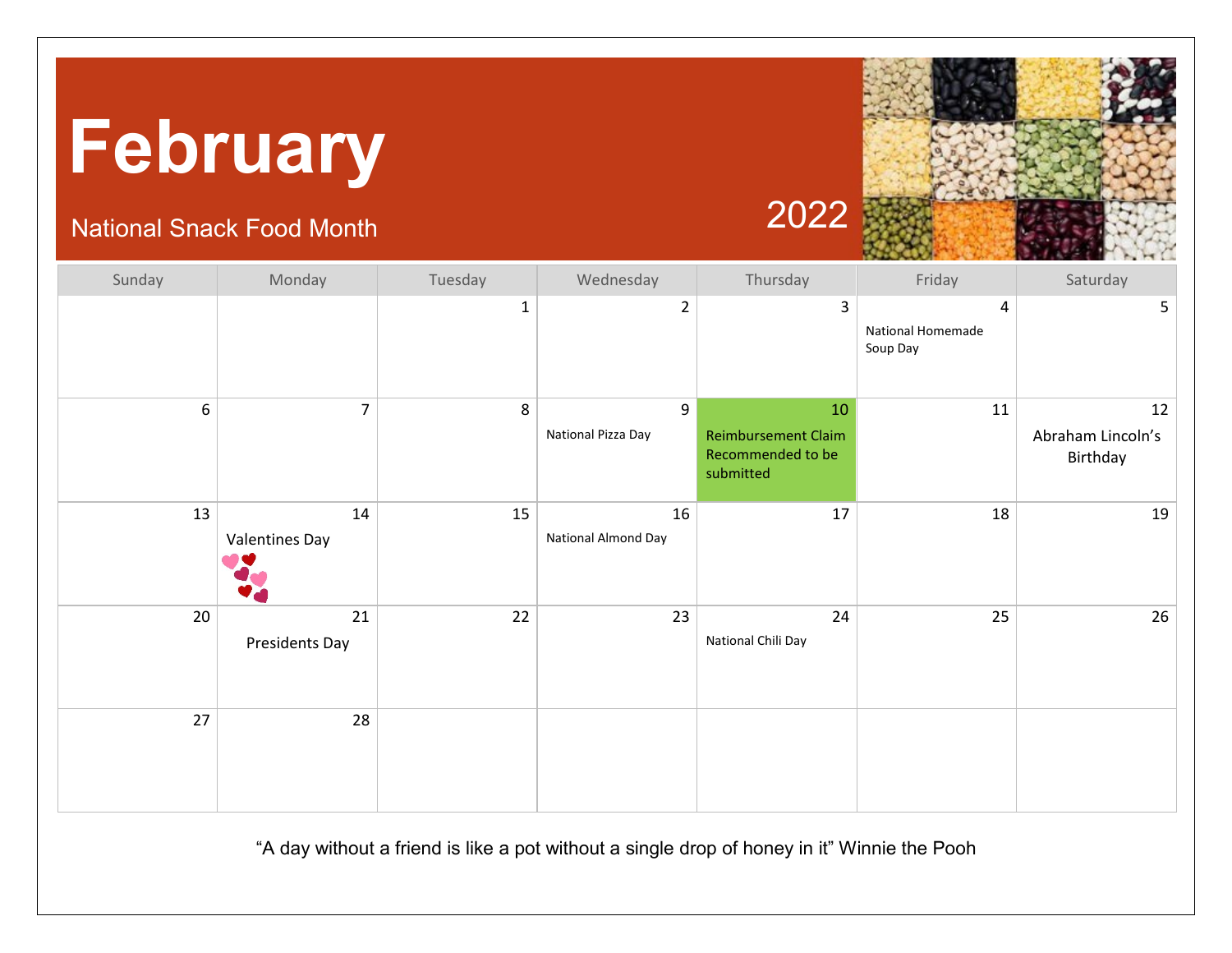# February

National Snack Food Month

2022

| Sunday | Monday | Tuesday | Wednesday | Thursday | Friday | Saturday |
|---|---|---|---|---|---|---|
| | | 1 | 2 | 3 | 4 National Homemade Soup Day | 5 |
| 6 | 7 | 8 | 9 National Pizza Day | 10 Reimbursement Claim Recommended to be submitted | 11 | 12 Abraham Lincoln's Birthday |
| 13 | 14 Valentines Day | 15 | 16 National Almond Day | 17 | 18 | 19 |
| 20 | 21 Presidents Day | 22 | 23 | 24 National Chili Day | 25 | 26 |
| 27 | 28 | | | | | |

"A day without a friend is like a pot without a single drop of honey in it" Winnie the Pooh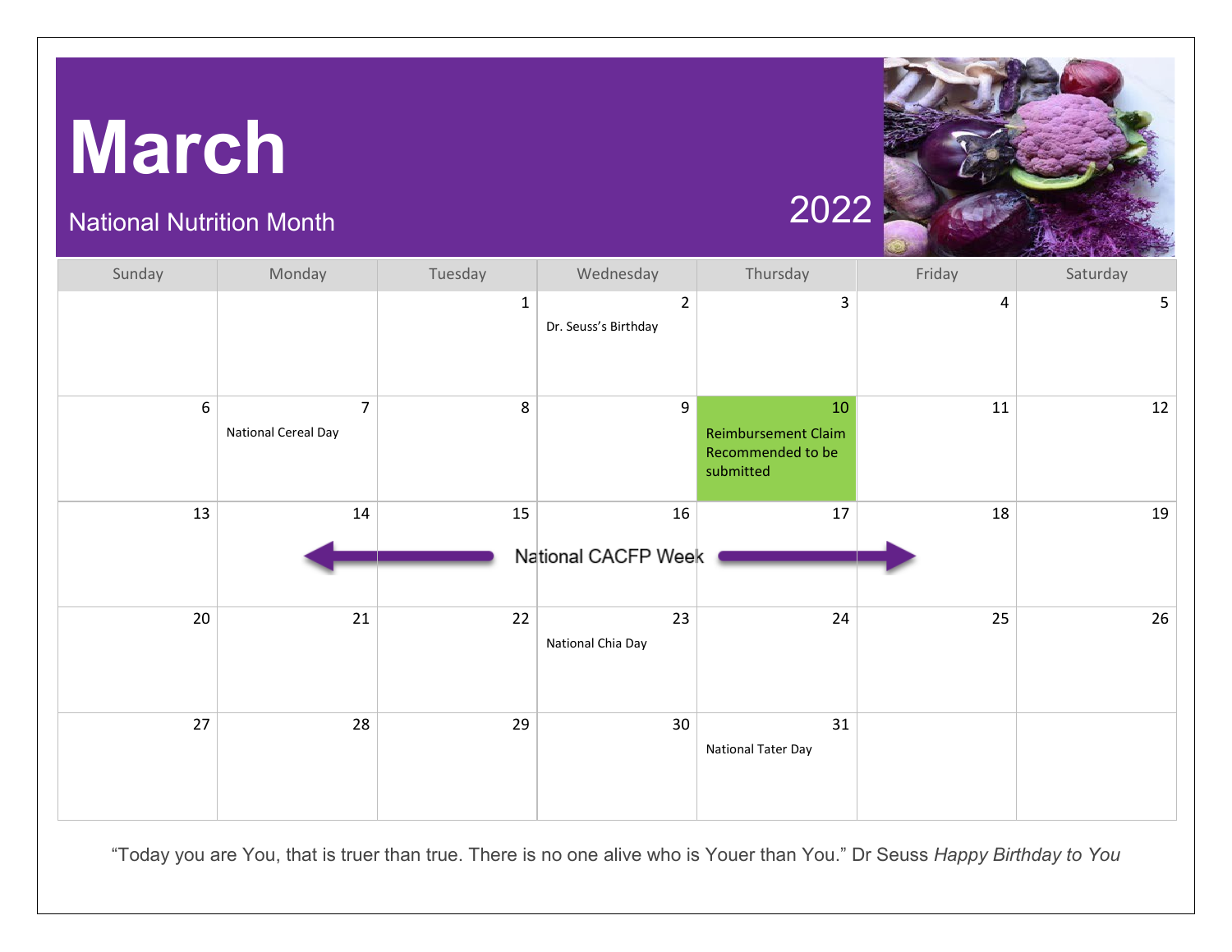# March

National Nutrition Month

2022

| Sunday | Monday | Tuesday | Wednesday | Thursday | Friday | Saturday |
|---|---|---|---|---|---|---|
| | | 1 | 2 Dr. Seuss's Birthday | 3 | 4 | 5 |
| 6 | 7 National Cereal Day | 8 | 9 | 10 Reimbursement Claim Recommended to be submitted | 11 | 12 |
| 13 | 14 National CACFP Week | 15 National CACFP Week | 16 National CACFP Week | 17 National CACFP Week | 18 National CACFP Week | 19 |
| 20 | 21 | 22 | 23 National Chia Day | 24 | 25 | 26 |
| 27 | 28 | 29 | 30 | 31 National Tater Day | | |

"Today you are You, that is truer than true. There is no one alive who is Youer than You." Dr Seuss *Happy Birthday to You*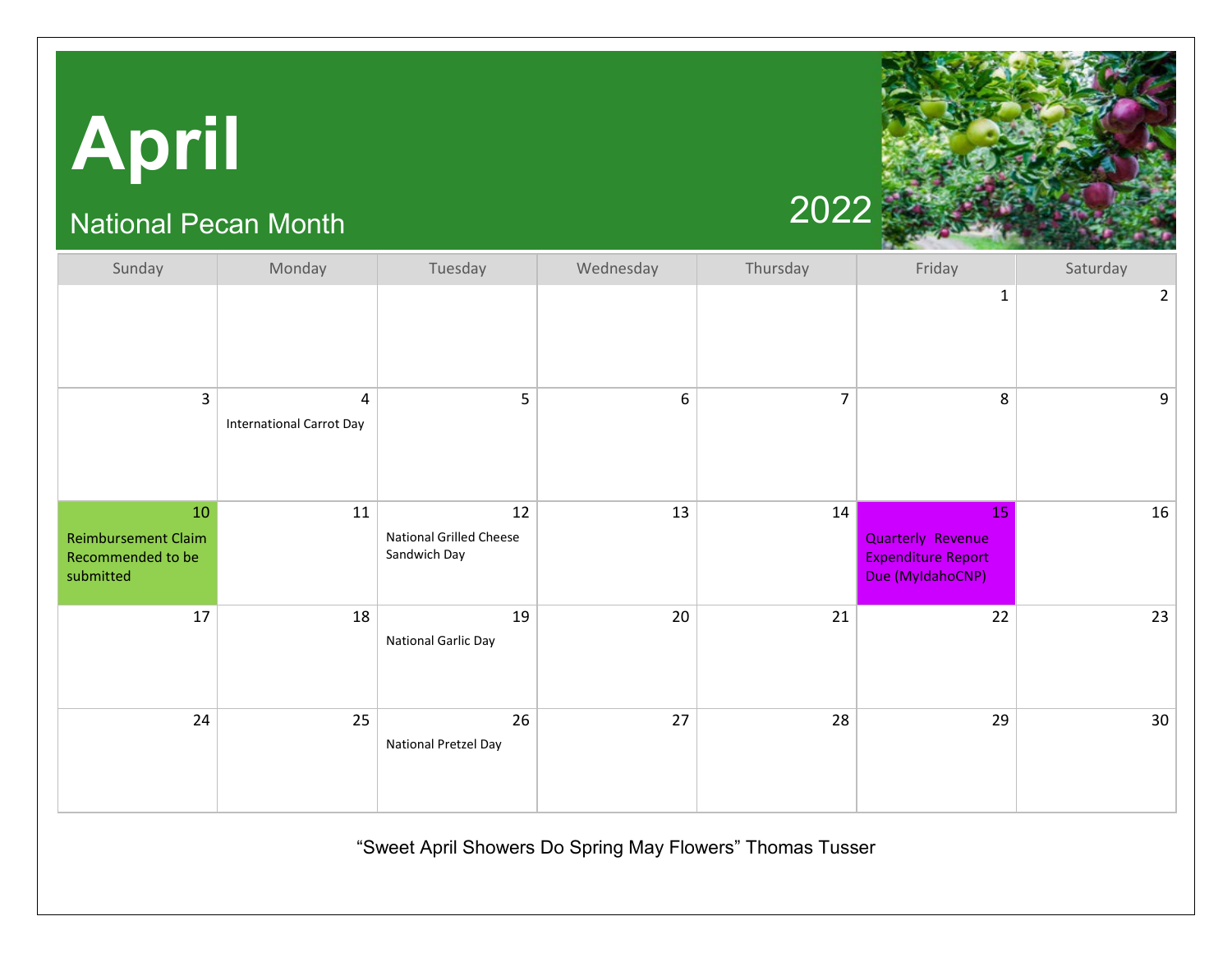# April

National Pecan Month

2022

| Sunday | Monday | Tuesday | Wednesday | Thursday | Friday | Saturday |
| --- | --- | --- | --- | --- | --- | --- |
| | | | | | 1 | 2 |
| 3 | 4 International Carrot Day | 5 | 6 | 7 | 8 | 9 |
| 10 Reimbursement Claim Recommended to be submitted | 11 | 12 National Grilled Cheese Sandwich Day | 13 | 14 | 15 Quarterly Revenue Expenditure Report Due (MyIdahoCNP) | 16 |
| 17 | 18 | 19 National Garlic Day | 20 | 21 | 22 | 23 |
| 24 | 25 | 26 National Pretzel Day | 27 | 28 | 29 | 30 |

"Sweet April Showers Do Spring May Flowers" Thomas Tusser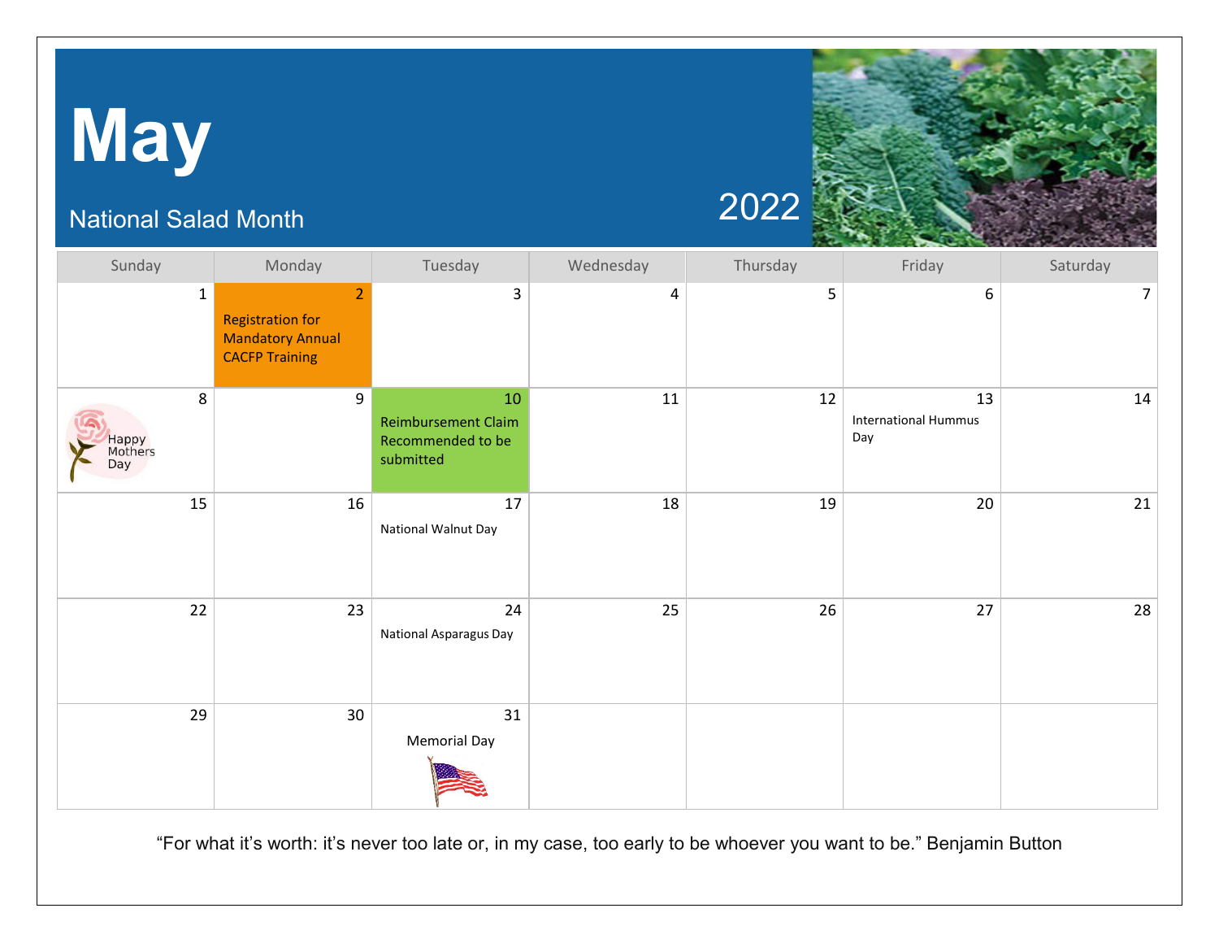# May

National Salad Month

2022

| Sunday | Monday | Tuesday | Wednesday | Thursday | Friday | Saturday |
| --- | --- | --- | --- | --- | --- | --- |
| 1 | 2 Registration for Mandatory Annual CACFP Training | 3 | 4 | 5 | 6 | 7 |
| 8 Happy Mothers Day | 9 | 10 Reimbursement Claim Recommended to be submitted | 11 | 12 | 13 International Hummus Day | 14 |
| 15 | 16 | 17 National Walnut Day | 18 | 19 | 20 | 21 |
| 22 | 23 | 24 National Asparagus Day | 25 | 26 | 27 | 28 |
| 29 | 30 | 31 Memorial Day | | | | |

"For what it's worth: it's never too late or, in my case, too early to be whoever you want to be." Benjamin Button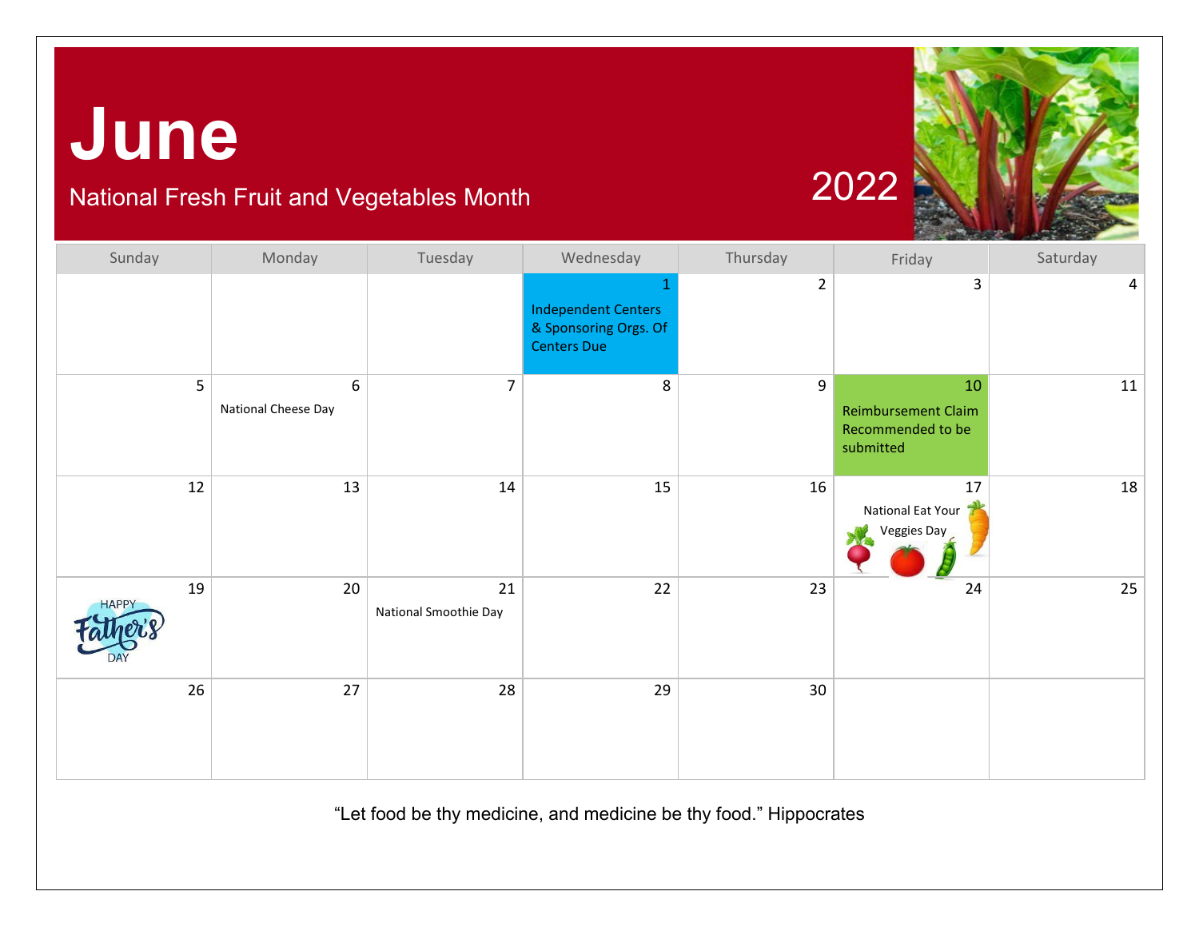# June

National Fresh Fruit and Vegetables Month

2022

| Sunday | Monday | Tuesday | Wednesday | Thursday | Friday | Saturday |
|---|---|---|---|---|---|---|
| | | | 1 Independent Centers & Sponsoring Orgs. Of Centers Due | 2 | 3 | 4 |
| 5 | 6 National Cheese Day | 7 | 8 | 9 | 10 Reimbursement Claim Recommended to be submitted | 11 |
| 12 | 13 | 14 | 15 | 16 | 17 National Eat Your Veggies Day | 18 |
| 19 HAPPY Father's DAY | 20 | 21 National Smoothie Day | 22 | 23 | 24 | 25 |
| 26 | 27 | 28 | 29 | 30 | | |

"Let food be thy medicine, and medicine be thy food." Hippocrates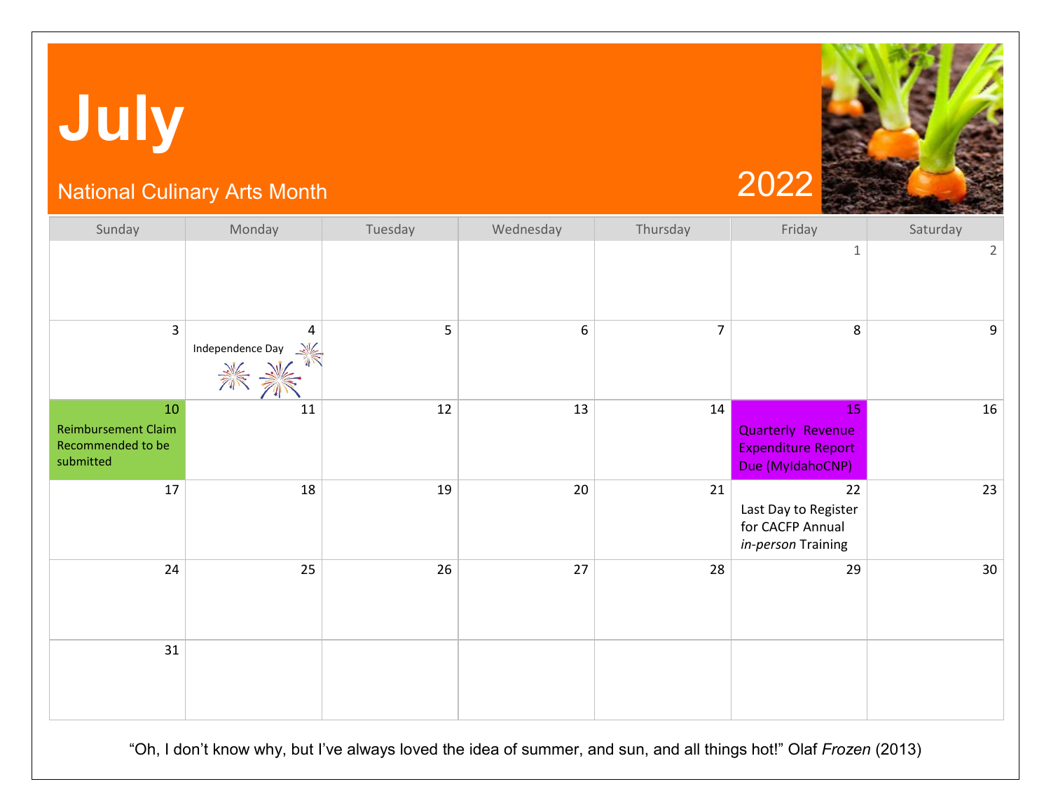# July

National Culinary Arts Month

2022

| Sunday | Monday | Tuesday | Wednesday | Thursday | Friday | Saturday |
| --- | --- | --- | --- | --- | --- | --- |
| | | | | | 1 | 2 |
| 3 | 4 Independence Day | 5 | 6 | 7 | 8 | 9 |
| 10 Reimbursement Claim Recommended to be submitted | 11 | 12 | 13 | 14 | 15 Quarterly Revenue Expenditure Report Due (MyIdahoCNP) | 16 |
| 17 | 18 | 19 | 20 | 21 | 22 Last Day to Register for CACFP Annual *in-person* Training | 23 |
| 24 | 25 | 26 | 27 | 28 | 29 | 30 |
| 31 | | | | | | |

"Oh, I don't know why, but I've always loved the idea of summer, and sun, and all things hot!" Olaf *Frozen* (2013)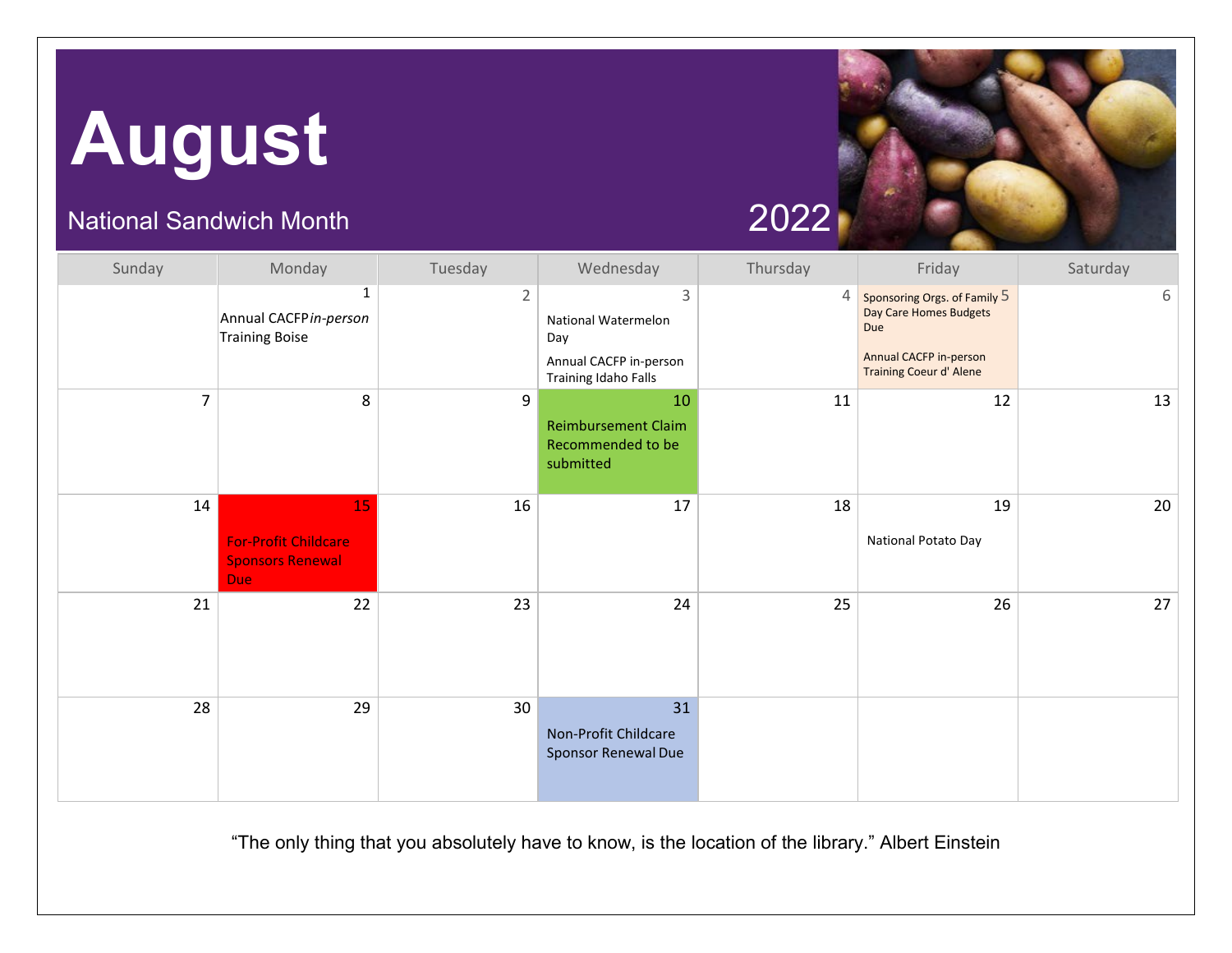# August

National Sandwich Month

2022

| Sunday | Monday | Tuesday | Wednesday | Thursday | Friday | Saturday |
|---|---|---|---|---|---|---|
| | 1<br>Annual CACFP *in-person* Training Boise | 2 | 3<br>National Watermelon Day<br>Annual CACFP in-person Training Idaho Falls | 4 | 5<br>Sponsoring Orgs. of Family Day Care Homes Budgets Due<br>Annual CACFP in-person Training Coeur d' Alene | 6 |
| 7 | 8 | 9 | 10<br>Reimbursement Claim Recommended to be submitted | 11 | 12 | 13 |
| 14 | 15<br>For-Profit Childcare Sponsors Renewal Due | 16 | 17 | 18 | 19<br>National Potato Day | 20 |
| 21 | 22 | 23 | 24 | 25 | 26 | 27 |
| 28 | 29 | 30 | 31<br>Non-Profit Childcare Sponsor Renewal Due | | | |

"The only thing that you absolutely have to know, is the location of the library." Albert Einstein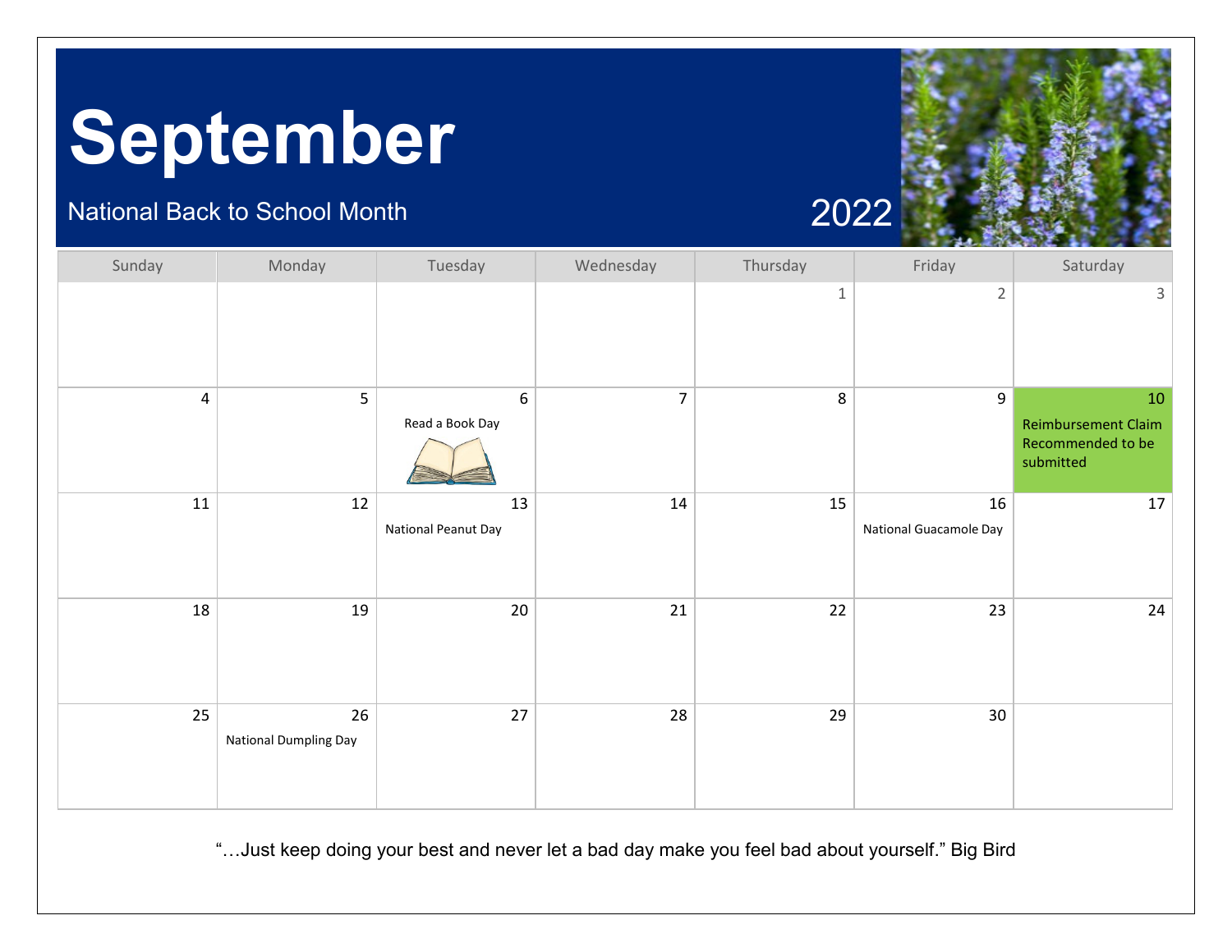# September

National Back to School Month

2022

| Sunday | Monday | Tuesday | Wednesday | Thursday | Friday | Saturday |
|---|---|---|---|---|---|---|
| | | | | 1 | 2 | 3 |
| 4 | 5 | 6 Read a Book Day | 7 | 8 | 9 | 10 Reimbursement Claim Recommended to be submitted |
| 11 | 12 | 13 National Peanut Day | 14 | 15 | 16 National Guacamole Day | 17 |
| 18 | 19 | 20 | 21 | 22 | 23 | 24 |
| 25 | 26 National Dumpling Day | 27 | 28 | 29 | 30 | |

"…Just keep doing your best and never let a bad day make you feel bad about yourself." Big Bird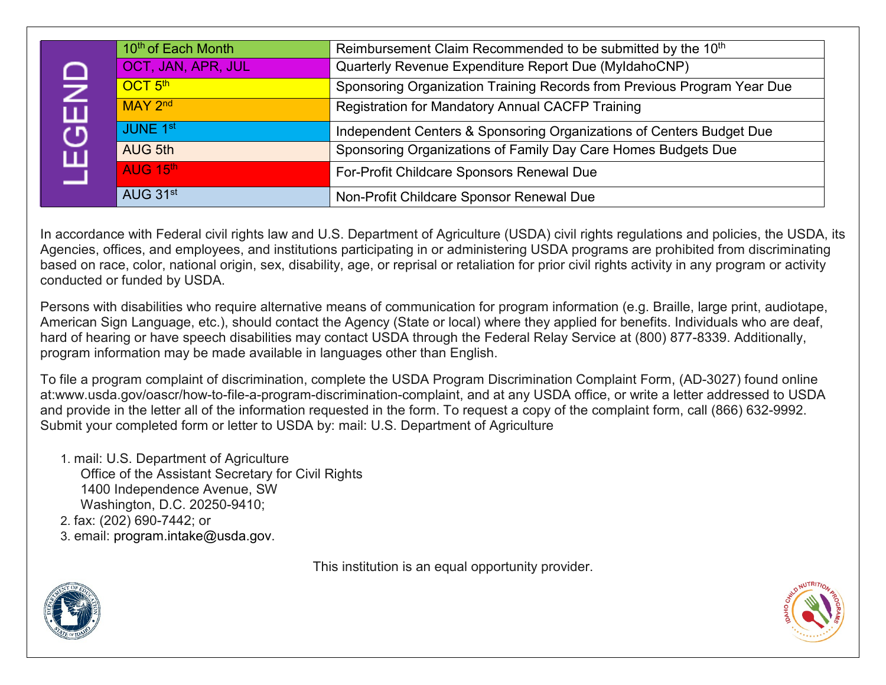| LEGEND | | |
|---|---|---|
| | 10th of Each Month | Reimbursement Claim Recommended to be submitted by the 10th |
| | OCT, JAN, APR, JUL | Quarterly Revenue Expenditure Report Due (MyIdahoCNP) |
| | OCT 5th | Sponsoring Organization Training Records from Previous Program Year Due |
| | MAY 2nd | Registration for Mandatory Annual CACFP Training |
| | JUNE 1st | Independent Centers & Sponsoring Organizations of Centers Budget Due |
| | AUG 5th | Sponsoring Organizations of Family Day Care Homes Budgets Due |
| | AUG 15th | For-Profit Childcare Sponsors Renewal Due |
| | AUG 31st | Non-Profit Childcare Sponsor Renewal Due |

In accordance with Federal civil rights law and U.S. Department of Agriculture (USDA) civil rights regulations and policies, the USDA, its Agencies, offices, and employees, and institutions participating in or administering USDA programs are prohibited from discriminating based on race, color, national origin, sex, disability, age, or reprisal or retaliation for prior civil rights activity in any program or activity conducted or funded by USDA.

Persons with disabilities who require alternative means of communication for program information (e.g. Braille, large print, audiotape, American Sign Language, etc.), should contact the Agency (State or local) where they applied for benefits. Individuals who are deaf, hard of hearing or have speech disabilities may contact USDA through the Federal Relay Service at (800) 877-8339. Additionally, program information may be made available in languages other than English.

To file a program complaint of discrimination, complete the USDA Program Discrimination Complaint Form, (AD-3027) found online at:www.usda.gov/oascr/how-to-file-a-program-discrimination-complaint, and at any USDA office, or write a letter addressed to USDA and provide in the letter all of the information requested in the form. To request a copy of the complaint form, call (866) 632-9992. Submit your completed form or letter to USDA by: mail: U.S. Department of Agriculture

1. mail: U.S. Department of Agriculture
   Office of the Assistant Secretary for Civil Rights
   1400 Independence Avenue, SW
   Washington, D.C. 20250-9410;
2. fax: (202) 690-7442; or
3. email: program.intake@usda.gov.

This institution is an equal opportunity provider.